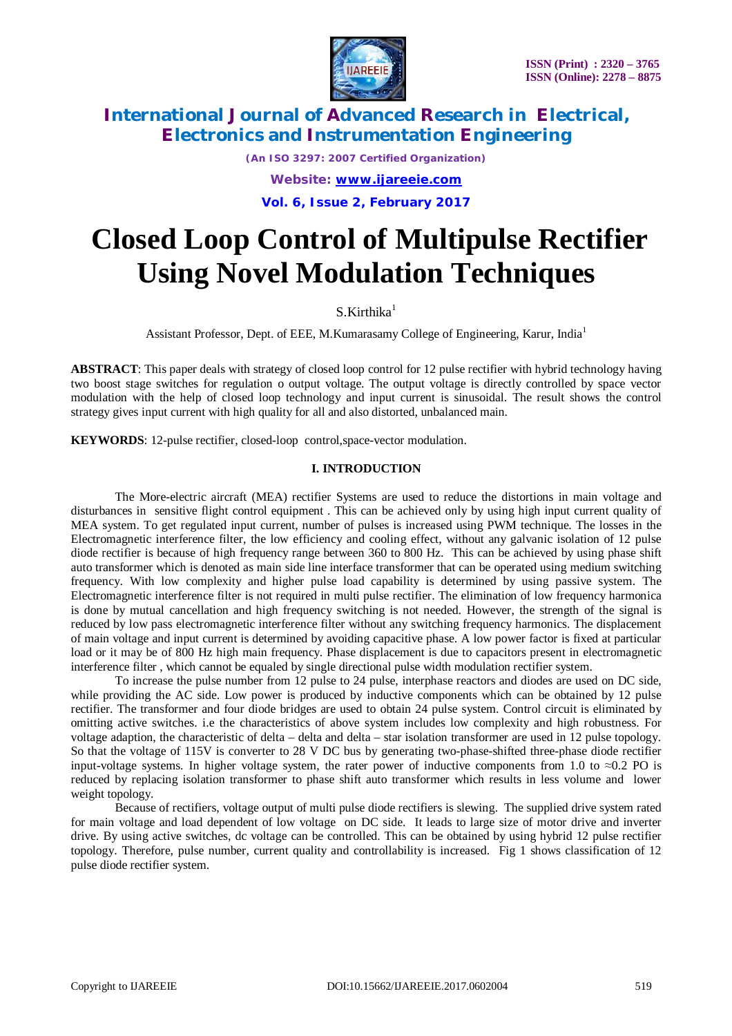# Closed Loop Control of Multipulse Rectifier Using Novel Modulation Techniques

S.Kirthika[1]

Assistant Professor, Dept. of EEE, M.Kumarasamy College of Engineering, Karur, India[1]

**ABSTRACT**: This paper deals with strategy of closed loop control for 12 pulse rectifier with hybrid technology having two boost stage switches for regulation o output voltage. The output voltage is directly controlled by space vector modulation with the help of closed loop technology and input current is sinusoidal. The result shows the control strategy gives input current with high quality for all and also distorted, unbalanced main.

**KEYWORDS**: 12-pulse rectifier, closed-loop control,space-vector modulation.

## I. INTRODUCTION

The More-electric aircraft (MEA) rectifier Systems are used to reduce the distortions in main voltage and disturbances in sensitive flight control equipment . This can be achieved only by using high input current quality of MEA system. To get regulated input current, number of pulses is increased using PWM technique. The losses in the Electromagnetic interference filter, the low efficiency and cooling effect, without any galvanic isolation of 12 pulse diode rectifier is because of high frequency range between 360 to 800 Hz. This can be achieved by using phase shift auto transformer which is denoted as main side line interface transformer that can be operated using medium switching frequency. With low complexity and higher pulse load capability is determined by using passive system. The Electromagnetic interference filter is not required in multi pulse rectifier. The elimination of low frequency harmonica is done by mutual cancellation and high frequency switching is not needed. However, the strength of the signal is reduced by low pass electromagnetic interference filter without any switching frequency harmonics. The displacement of main voltage and input current is determined by avoiding capacitive phase. A low power factor is fixed at particular load or it may be of 800 Hz high main frequency. Phase displacement is due to capacitors present in electromagnetic interference filter , which cannot be equaled by single directional pulse width modulation rectifier system.

To increase the pulse number from 12 pulse to 24 pulse, interphase reactors and diodes are used on DC side, while providing the AC side. Low power is produced by inductive components which can be obtained by 12 pulse rectifier. The transformer and four diode bridges are used to obtain 24 pulse system. Control circuit is eliminated by omitting active switches. i.e the characteristics of above system includes low complexity and high robustness. For voltage adaption, the characteristic of delta – delta and delta – star isolation transformer are used in 12 pulse topology. So that the voltage of 115V is converter to 28 V DC bus by generating two-phase-shifted three-phase diode rectifier input-voltage systems. In higher voltage system, the rater power of inductive components from 1.0 to ≈0.2 PO is reduced by replacing isolation transformer to phase shift auto transformer which results in less volume and lower weight topology.

Because of rectifiers, voltage output of multi pulse diode rectifiers is slewing. The supplied drive system rated for main voltage and load dependent of low voltage on DC side. It leads to large size of motor drive and inverter drive. By using active switches, dc voltage can be controlled. This can be obtained by using hybrid 12 pulse rectifier topology. Therefore, pulse number, current quality and controllability is increased. Fig 1 shows classification of 12 pulse diode rectifier system.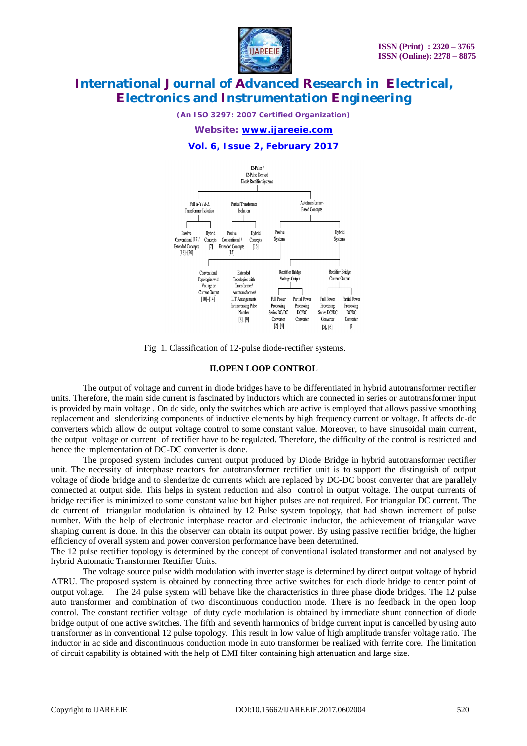Fig 1. Classification of 12-pulse diode-rectifier systems.

## II.OPEN LOOP CONTROL

The output of voltage and current in diode bridges have to be differentiated in hybrid autotransformer rectifier units. Therefore, the main side current is fascinated by inductors which are connected in series or autotransformer input is provided by main voltage . On dc side, only the switches which are active is employed that allows passive smoothing replacement and slenderizing components of inductive elements by high frequency current or voltage. It affects dc-dc converters which allow dc output voltage control to some constant value. Moreover, to have sinusoidal main current, the output voltage or current of rectifier have to be regulated. Therefore, the difficulty of the control is restricted and hence the implementation of DC-DC converter is done.

The proposed system includes current output produced by Diode Bridge in hybrid autotransformer rectifier unit. The necessity of interphase reactors for autotransformer rectifier unit is to support the distinguish of output voltage of diode bridge and to slenderize dc currents which are replaced by DC-DC boost converter that are parallely connected at output side. This helps in system reduction and also control in output voltage. The output currents of bridge rectifier is minimized to some constant value but higher pulses are not required. For triangular DC current. The dc current of triangular modulation is obtained by 12 Pulse system topology, that had shown increment of pulse number. With the help of electronic interphase reactor and electronic inductor, the achievement of triangular wave shaping current is done. In this the observer can obtain its output power. By using passive rectifier bridge, the higher efficiency of overall system and power conversion performance have been determined.

The 12 pulse rectifier topology is determined by the concept of conventional isolated transformer and not analysed by hybrid Automatic Transformer Rectifier Units.

The voltage source pulse width modulation with inverter stage is determined by direct output voltage of hybrid ATRU. The proposed system is obtained by connecting three active switches for each diode bridge to center point of output voltage. The 24 pulse system will behave like the characteristics in three phase diode bridges. The 12 pulse auto transformer and combination of two discontinuous conduction mode. There is no feedback in the open loop control. The constant rectifier voltage of duty cycle modulation is obtained by immediate shunt connection of diode bridge output of one active switches. The fifth and seventh harmonics of bridge current input is cancelled by using auto transformer as in conventional 12 pulse topology. This result in low value of high amplitude transfer voltage ratio. The inductor in ac side and discontinuous conduction mode in auto transformer be realized with ferrite core. The limitation of circuit capability is obtained with the help of EMI filter containing high attenuation and large size.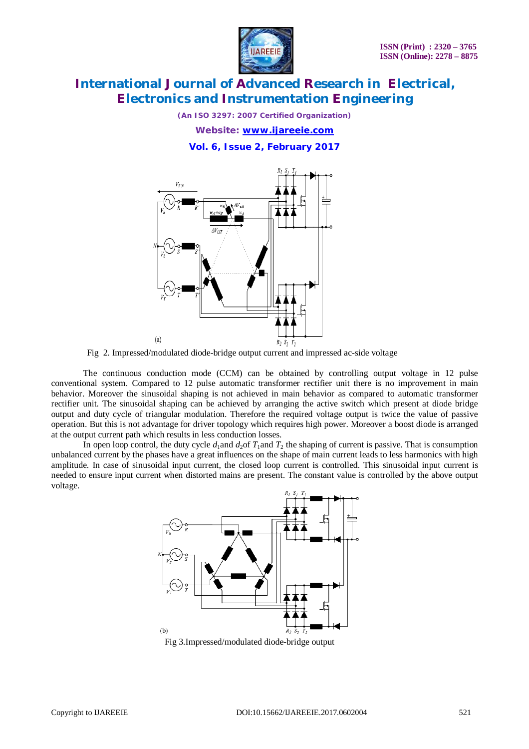Fig 2. Impressed/modulated diode-bridge output current and impressed ac-side voltage

The continuous conduction mode (CCM) can be obtained by controlling output voltage in 12 pulse conventional system. Compared to 12 pulse automatic transformer rectifier unit there is no improvement in main behavior. Moreover the sinusoidal shaping is not achieved in main behavior as compared to automatic transformer rectifier unit. The sinusoidal shaping can be achieved by arranging the active switch which present at diode bridge output and duty cycle of triangular modulation. Therefore the required voltage output is twice the value of passive operation. But this is not advantage for driver topology which requires high power. Moreover a boost diode is arranged at the output current path which results in less conduction losses.

In open loop control, the duty cycle $d_1$and $d_2$of $T_1$and $T_2$ the shaping of current is passive. That is consumption unbalanced current by the phases have a great influences on the shape of main current leads to less harmonics with high amplitude. In case of sinusoidal input current, the closed loop current is controlled. This sinusoidal input current is needed to ensure input current when distorted mains are present. The constant value is controlled by the above output voltage.

Fig 3.Impressed/modulated diode-bridge output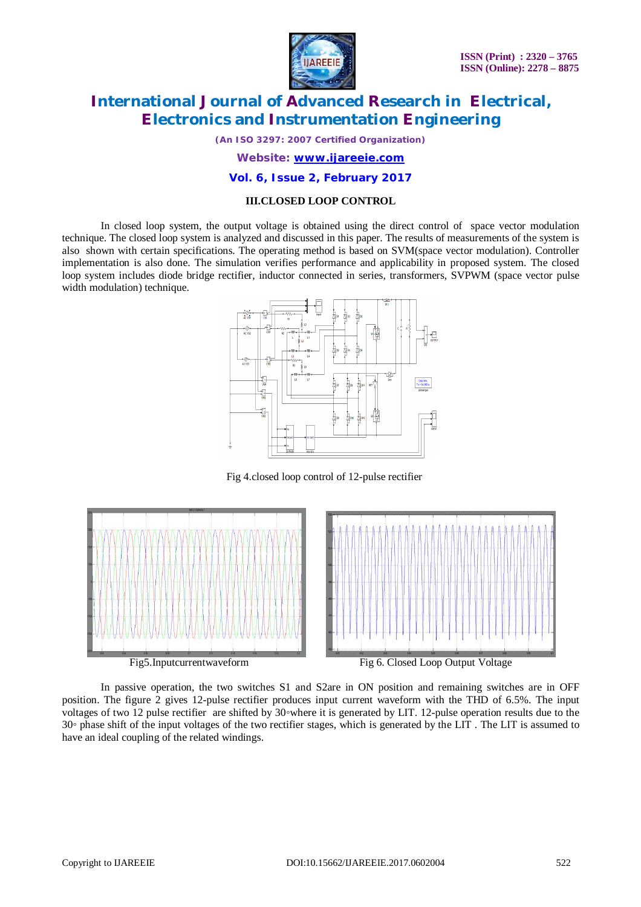### III.CLOSED LOOP CONTROL

In closed loop system, the output voltage is obtained using the direct control of space vector modulation technique. The closed loop system is analyzed and discussed in this paper. The results of measurements of the system is also shown with certain specifications. The operating method is based on SVM(space vector modulation). Controller implementation is also done. The simulation verifies performance and applicability in proposed system. The closed loop system includes diode bridge rectifier, inductor connected in series, transformers, SVPWM (space vector pulse width modulation) technique.

Fig 4.closed loop control of 12-pulse rectifier

Fig5.Inputcurrentwaveform

Fig 6. Closed Loop Output Voltage

In passive operation, the two switches S1 and S2are in ON position and remaining switches are in OFF position. The figure 2 gives 12-pulse rectifier produces input current waveform with the THD of 6.5%. The input voltages of two 12 pulse rectifier are shifted by 30◦where it is generated by LIT. 12-pulse operation results due to the 30◦ phase shift of the input voltages of the two rectifier stages, which is generated by the LIT . The LIT is assumed to have an ideal coupling of the related windings.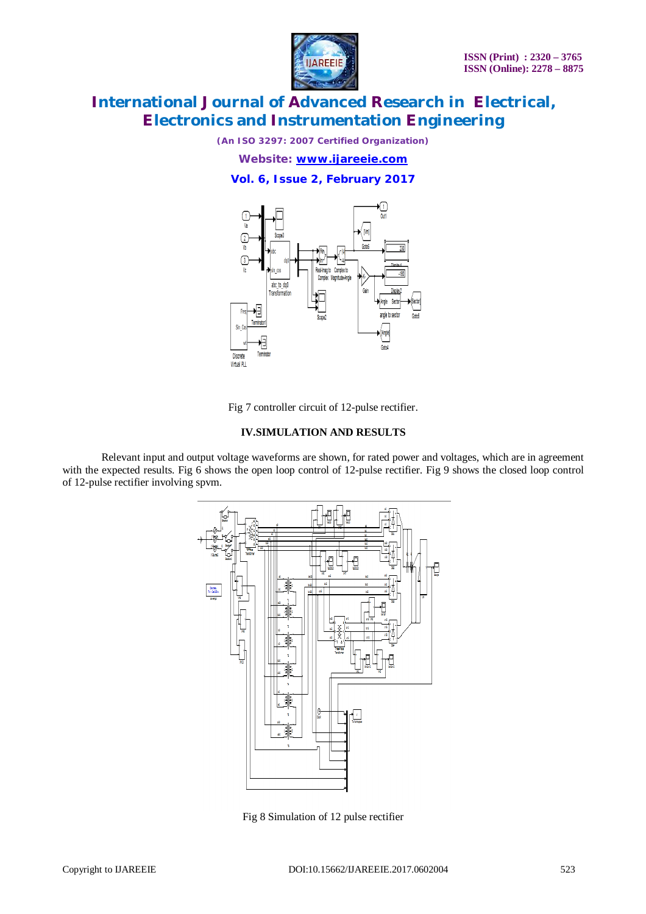Fig 7 controller circuit of 12-pulse rectifier.

## IV.SIMULATION AND RESULTS

Relevant input and output voltage waveforms are shown, for rated power and voltages, which are in agreement with the expected results. Fig 6 shows the open loop control of 12-pulse rectifier. Fig 9 shows the closed loop control of 12-pulse rectifier involving spvm.

Fig 8 Simulation of 12 pulse rectifier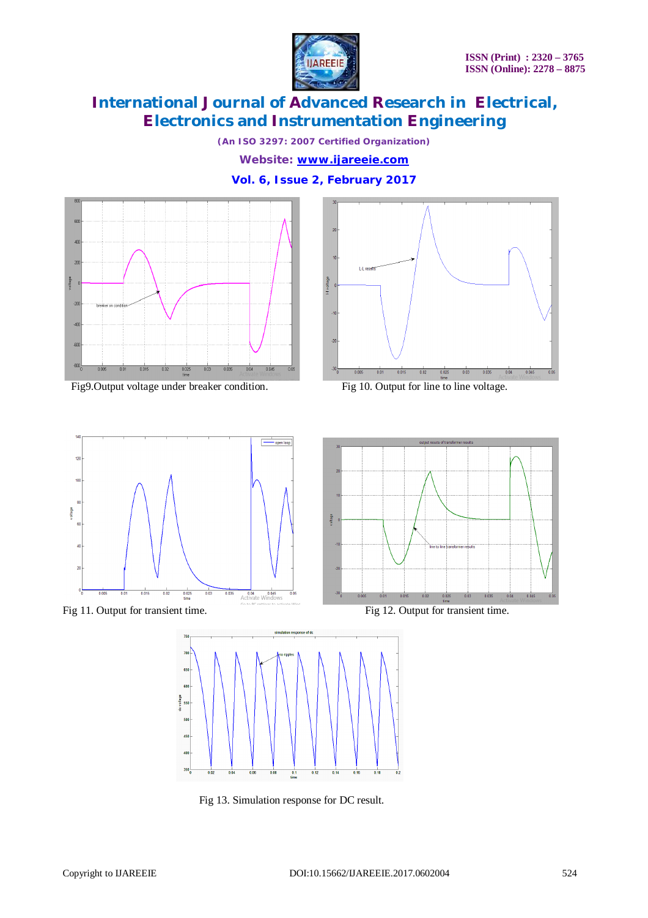Fig9.Output voltage under breaker condition.

Fig 10. Output for line to line voltage.

Fig 11. Output for transient time.

Fig 12. Output for transient time.

Fig 13. Simulation response for DC result.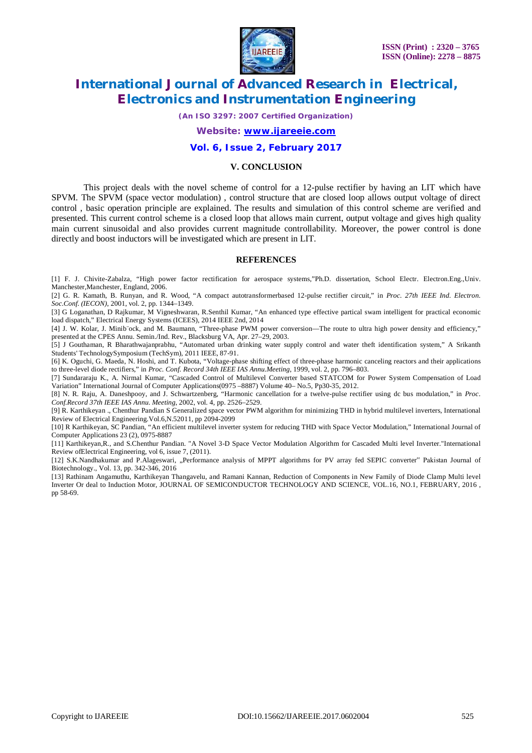### V. CONCLUSION

This project deals with the novel scheme of control for a 12-pulse rectifier by having an LIT which have SPVM. The SPVM (space vector modulation) , control structure that are closed loop allows output voltage of direct control , basic operation principle are explained. The results and simulation of this control scheme are verified and presented. This current control scheme is a closed loop that allows main current, output voltage and gives high quality main current sinusoidal and also provides current magnitude controllability. Moreover, the power control is done directly and boost inductors will be investigated which are present in LIT.

### REFERENCES

[1] F. J. Chivite-Zabalza, "High power factor rectification for aerospace systems,"Ph.D. dissertation, School Electr. Electron.Eng.,Univ. Manchester,Manchester, England, 2006.

[2] G. R. Kamath, B. Runyan, and R. Wood, "A compact autotransformerbased 12-pulse rectifier circuit," in *Proc. 27th IEEE Ind. Electron. Soc.Conf. (IECON)*, 2001, vol. 2, pp. 1344–1349.

[3] G Loganathan, D Rajkumar, M Vigneshwaran, R.Senthil Kumar, "An enhanced type effective partical swam intelligent for practical economic load dispatch," Electrical Energy Systems (ICEES), 2014 IEEE 2nd, 2014

[4] J. W. Kolar, J. Minib¨ock, and M. Baumann, "Three-phase PWM power conversion—The route to ultra high power density and efficiency," presented at the CPES Annu. Semin./Ind. Rev., Blacksburg VA, Apr. 27–29, 2003.

[5] J Gouthaman, R Bharathwajanprabhu, "Automated urban drinking water supply control and water theft identification system," A Srikanth Students' TechnologySymposium (TechSym), 2011 IEEE, 87-91.

[6] K. Oguchi, G. Maeda, N. Hoshi, and T. Kubota, "Voltage-phase shifting effect of three-phase harmonic canceling reactors and their applications to three-level diode rectifiers," in *Proc. Conf. Record 34th IEEE IAS Annu.Meeting*, 1999, vol. 2, pp. 796–803.

[7] Sundararaju K., A. Nirmal Kumar, "Cascaded Control of Multilevel Converter based STATCOM for Power System Compensation of Load Variation" International Journal of Computer Applications(0975 –8887) Volume 40– No.5, Pp30-35, 2012.

[8] N. R. Raju, A. Daneshpooy, and J. Schwartzenberg, "Harmonic cancellation for a twelve-pulse rectifier using dc bus modulation," in *Proc. Conf.Record 37th IEEE IAS Annu. Meeting*, 2002, vol. 4, pp. 2526–2529.

[9] R. Karthikeyan ., Chenthur Pandian S Generalized space vector PWM algorithm for minimizing THD in hybrid multilevel inverters, International Review of Electrical Engineering.Vol.6,N.52011, pp 2094-2099

[10] R Karthikeyan, SC Pandian, "An efficient multilevel inverter system for reducing THD with Space Vector Modulation," International Journal of Computer Applications 23 (2), 0975-8887

[11] Karthikeyan,R., and S.Chenthur Pandian. "A Novel 3-D Space Vector Modulation Algorithm for Cascaded Multi level Inverter."International Review ofElectrical Engineering, vol 6, issue 7, (2011).

[12] S.K.Nandhakumar and P.Alageswari, „Performance analysis of MPPT algorithms for PV array fed SEPIC converter" Pakistan Journal of Biotechnology., Vol. 13, pp. 342-346, 2016

[13] Rathinam Angamuthu, Karthikeyan Thangavelu, and Ramani Kannan, Reduction of Components in New Family of Diode Clamp Multi level Inverter Or deal to Induction Motor, JOURNAL OF SEMICONDUCTOR TECHNOLOGY AND SCIENCE, VOL.16, NO.1, FEBRUARY, 2016 , pp 58-69.